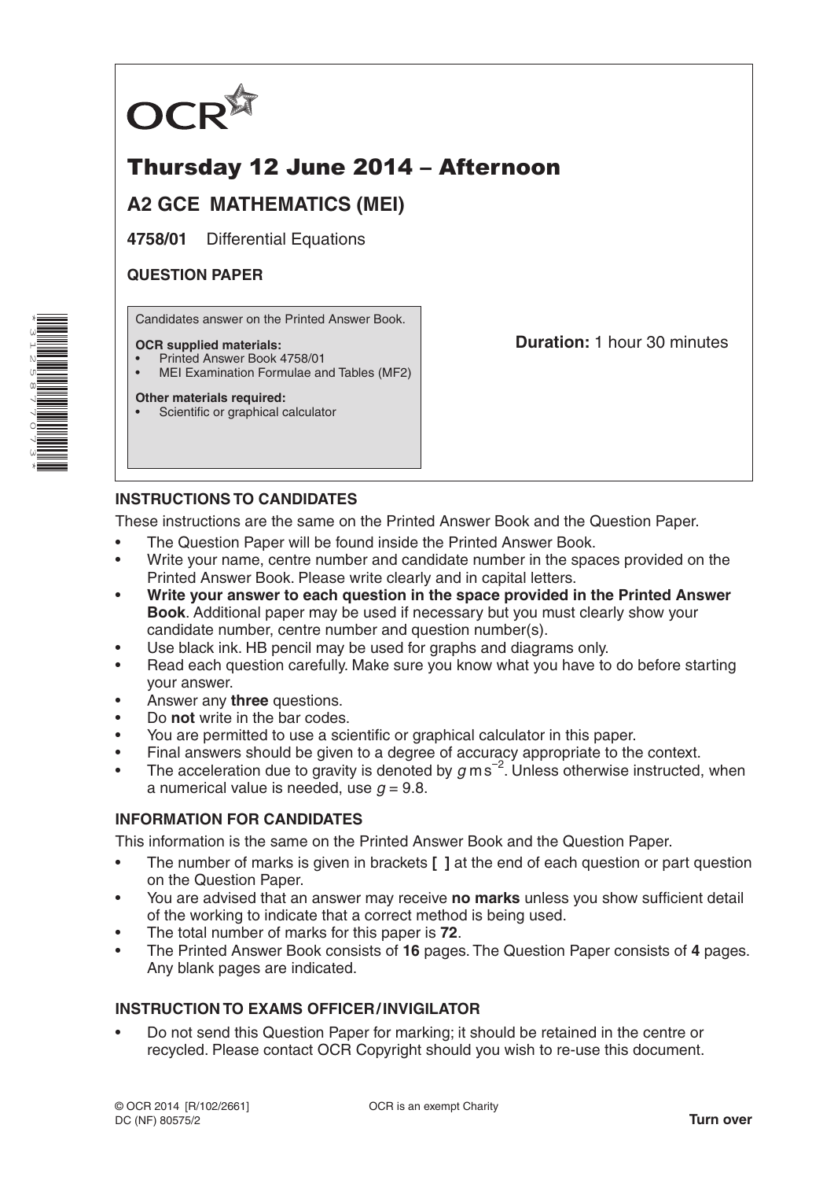OCR

# Thursday 12 June 2014 – Afternoon

## A2 GCE MATHEMATICS (MEI)

**4758/01** Differential Equations

**QUESTION PAPER**

Candidates answer on the Printed Answer Book.

**OCR supplied materials:**
- Printed Answer Book 4758/01
- MEI Examination Formulae and Tables (MF2)

**Other materials required:**
- Scientific or graphical calculator

**Duration:** 1 hour 30 minutes

### INSTRUCTIONS TO CANDIDATES

These instructions are the same on the Printed Answer Book and the Question Paper.

- The Question Paper will be found inside the Printed Answer Book.
- Write your name, centre number and candidate number in the spaces provided on the Printed Answer Book. Please write clearly and in capital letters.
- **Write your answer to each question in the space provided in the Printed Answer Book**. Additional paper may be used if necessary but you must clearly show your candidate number, centre number and question number(s).
- Use black ink. HB pencil may be used for graphs and diagrams only.
- Read each question carefully. Make sure you know what you have to do before starting your answer.
- Answer any **three** questions.
- Do **not** write in the bar codes.
- You are permitted to use a scientific or graphical calculator in this paper.
- Final answers should be given to a degree of accuracy appropriate to the context.
- The acceleration due to gravity is denoted by $g\,\text{m}\,\text{s}^{-2}$. Unless otherwise instructed, when a numerical value is needed, use $g = 9.8$.

### INFORMATION FOR CANDIDATES

This information is the same on the Printed Answer Book and the Question Paper.

- The number of marks is given in brackets **[ ]** at the end of each question or part question on the Question Paper.
- You are advised that an answer may receive **no marks** unless you show sufficient detail of the working to indicate that a correct method is being used.
- The total number of marks for this paper is **72**.
- The Printed Answer Book consists of **16** pages. The Question Paper consists of **4** pages. Any blank pages are indicated.

### INSTRUCTION TO EXAMS OFFICER / INVIGILATOR

- Do not send this Question Paper for marking; it should be retained in the centre or recycled. Please contact OCR Copyright should you wish to re-use this document.

© OCR 2014 [R/102/2661]
DC (NF) 80575/2

OCR is an exempt Charity

**Turn over**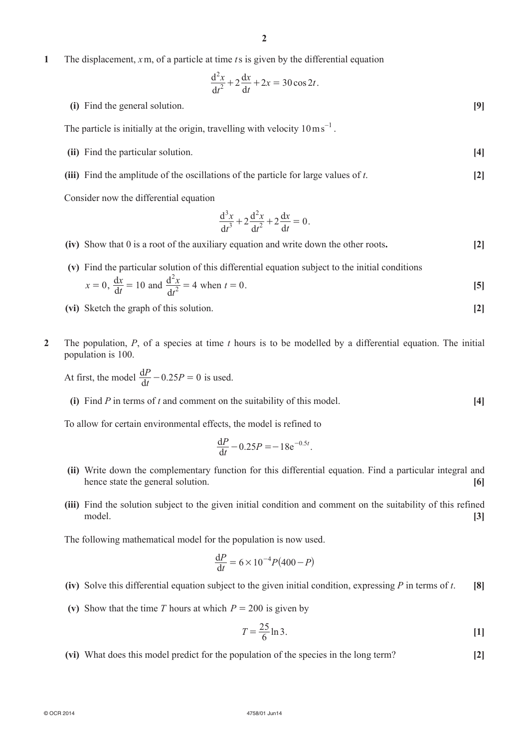**1** The displacement, $x$ m, of a particle at time $t$ s is given by the differential equation

$$\frac{d^2x}{dt^2} + 2\frac{dx}{dt} + 2x = 30\cos 2t.$$

**(i)** Find the general solution. **[9]**

The particle is initially at the origin, travelling with velocity $10\,\text{m}\,\text{s}^{-1}$.

**(ii)** Find the particular solution. **[4]**

**(iii)** Find the amplitude of the oscillations of the particle for large values of $t$. **[2]**

Consider now the differential equation

$$\frac{d^3x}{dt^3} + 2\frac{d^2x}{dt^2} + 2\frac{dx}{dt} = 0.$$

**(iv)** Show that 0 is a root of the auxiliary equation and write down the other roots**.** **[2]**

**(v)** Find the particular solution of this differential equation subject to the initial conditions $x = 0$, $\frac{dx}{dt} = 10$ and $\frac{d^2x}{dt^2} = 4$ when $t = 0$. **[5]**

**(vi)** Sketch the graph of this solution. **[2]**

**2** The population, $P$, of a species at time $t$ hours is to be modelled by a differential equation. The initial population is 100.

At first, the model $\frac{dP}{dt} - 0.25P = 0$ is used.

**(i)** Find $P$ in terms of $t$ and comment on the suitability of this model. **[4]**

To allow for certain environmental effects, the model is refined to

$$\frac{dP}{dt} - 0.25P = -18e^{-0.5t}.$$

**(ii)** Write down the complementary function for this differential equation. Find a particular integral and hence state the general solution. **[6]**

**(iii)** Find the solution subject to the given initial condition and comment on the suitability of this refined model. **[3]**

The following mathematical model for the population is now used.

$$\frac{dP}{dt} = 6 \times 10^{-4}P(400 - P)$$

**(iv)** Solve this differential equation subject to the given initial condition, expressing $P$ in terms of $t$. **[8]**

**(v)** Show that the time $T$ hours at which $P = 200$ is given by

$$T = \frac{25}{6}\ln 3.$$ **[1]**

**(vi)** What does this model predict for the population of the species in the long term? **[2]**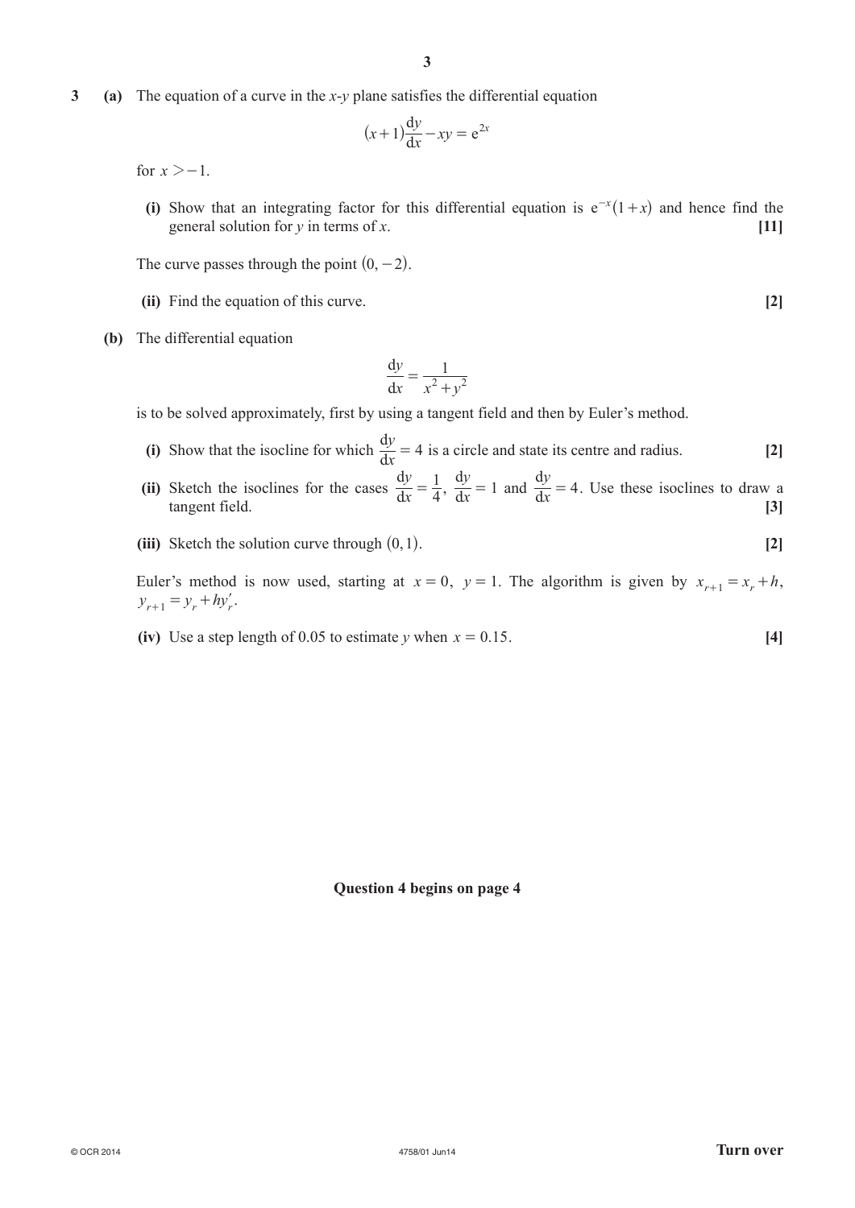**3** **(a)** The equation of a curve in the $x$-$y$ plane satisfies the differential equation

$$(x+1)\frac{\mathrm{d}y}{\mathrm{d}x} - xy = \mathrm{e}^{2x}$$

for $x > -1$.

**(i)** Show that an integrating factor for this differential equation is $\mathrm{e}^{-x}(1+x)$ and hence find the general solution for $y$ in terms of $x$. **[11]**

The curve passes through the point $(0, -2)$.

**(ii)** Find the equation of this curve. **[2]**

**(b)** The differential equation

$$\frac{\mathrm{d}y}{\mathrm{d}x} = \frac{1}{x^2 + y^2}$$

is to be solved approximately, first by using a tangent field and then by Euler's method.

**(i)** Show that the isocline for which $\frac{\mathrm{d}y}{\mathrm{d}x} = 4$ is a circle and state its centre and radius. **[2]**

**(ii)** Sketch the isoclines for the cases $\frac{\mathrm{d}y}{\mathrm{d}x} = \frac{1}{4}$, $\frac{\mathrm{d}y}{\mathrm{d}x} = 1$ and $\frac{\mathrm{d}y}{\mathrm{d}x} = 4$. Use these isoclines to draw a tangent field. **[3]**

**(iii)** Sketch the solution curve through $(0, 1)$. **[2]**

Euler's method is now used, starting at $x = 0$, $y = 1$. The algorithm is given by $x_{r+1} = x_r + h$, $y_{r+1} = y_r + hy'_r$.

**(iv)** Use a step length of 0.05 to estimate $y$ when $x = 0.15$. **[4]**

**Question 4 begins on page 4**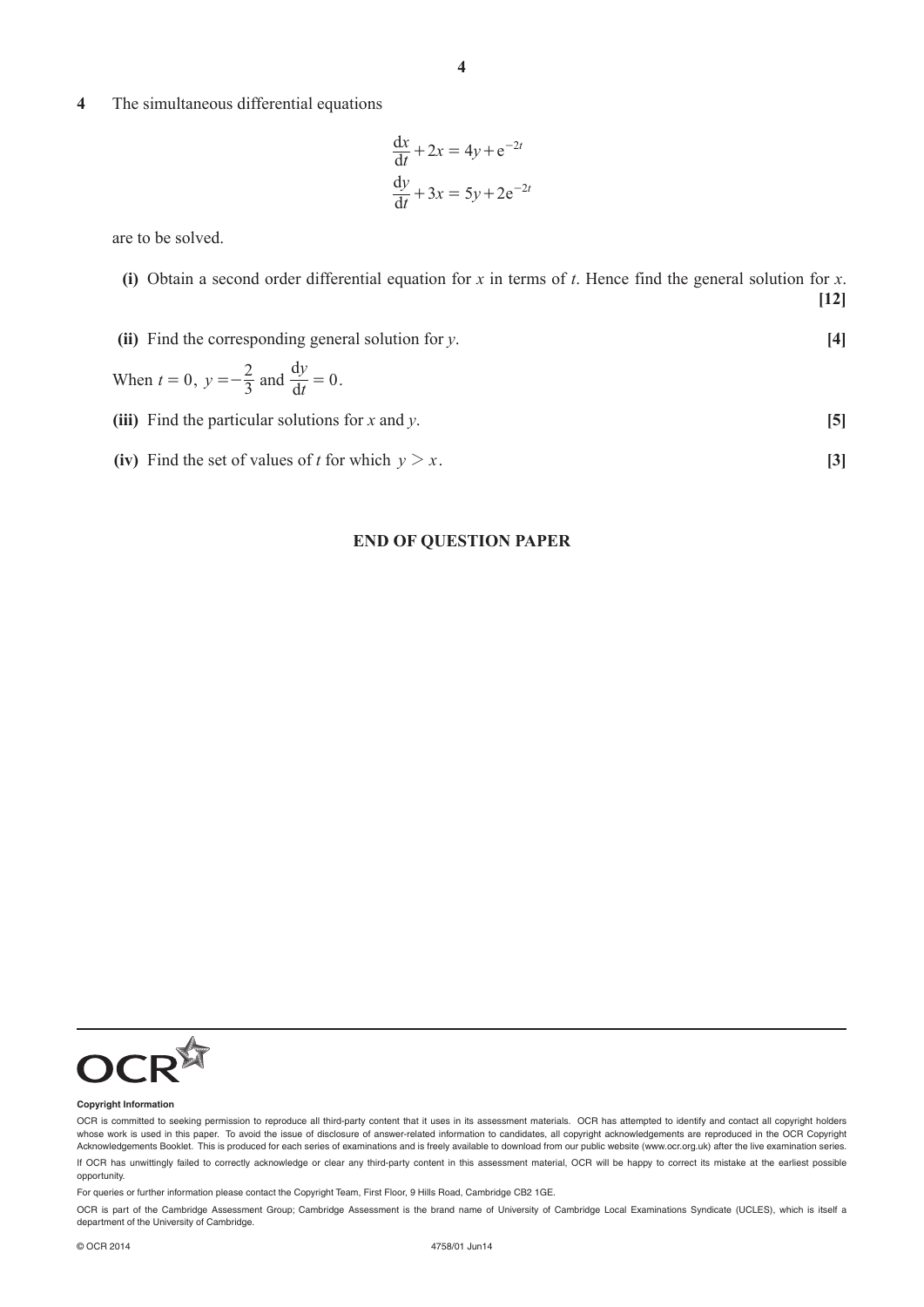**4** The simultaneous differential equations

$$\frac{dx}{dt} + 2x = 4y + e^{-2t}$$

$$\frac{dy}{dt} + 3x = 5y + 2e^{-2t}$$

are to be solved.

**(i)** Obtain a second order differential equation for $x$ in terms of $t$. Hence find the general solution for $x$. **[12]**

**(ii)** Find the corresponding general solution for $y$. **[4]**

When $t = 0$, $y = -\frac{2}{3}$ and $\frac{dy}{dt} = 0$.

**(iii)** Find the particular solutions for $x$ and $y$. **[5]**

**(iv)** Find the set of values of $t$ for which $y > x$. **[3]**

**END OF QUESTION PAPER**

**Copyright Information**

OCR is committed to seeking permission to reproduce all third-party content that it uses in its assessment materials. OCR has attempted to identify and contact all copyright holders whose work is used in this paper. To avoid the issue of disclosure of answer-related information to candidates, all copyright acknowledgements are reproduced in the OCR Copyright Acknowledgements Booklet. This is produced for each series of examinations and is freely available to download from our public website (www.ocr.org.uk) after the live examination series.

If OCR has unwittingly failed to correctly acknowledge or clear any third-party content in this assessment material, OCR will be happy to correct its mistake at the earliest possible opportunity.

For queries or further information please contact the Copyright Team, First Floor, 9 Hills Road, Cambridge CB2 1GE.

OCR is part of the Cambridge Assessment Group; Cambridge Assessment is the brand name of University of Cambridge Local Examinations Syndicate (UCLES), which is itself a department of the University of Cambridge.

© OCR 2014 4758/01 Jun14